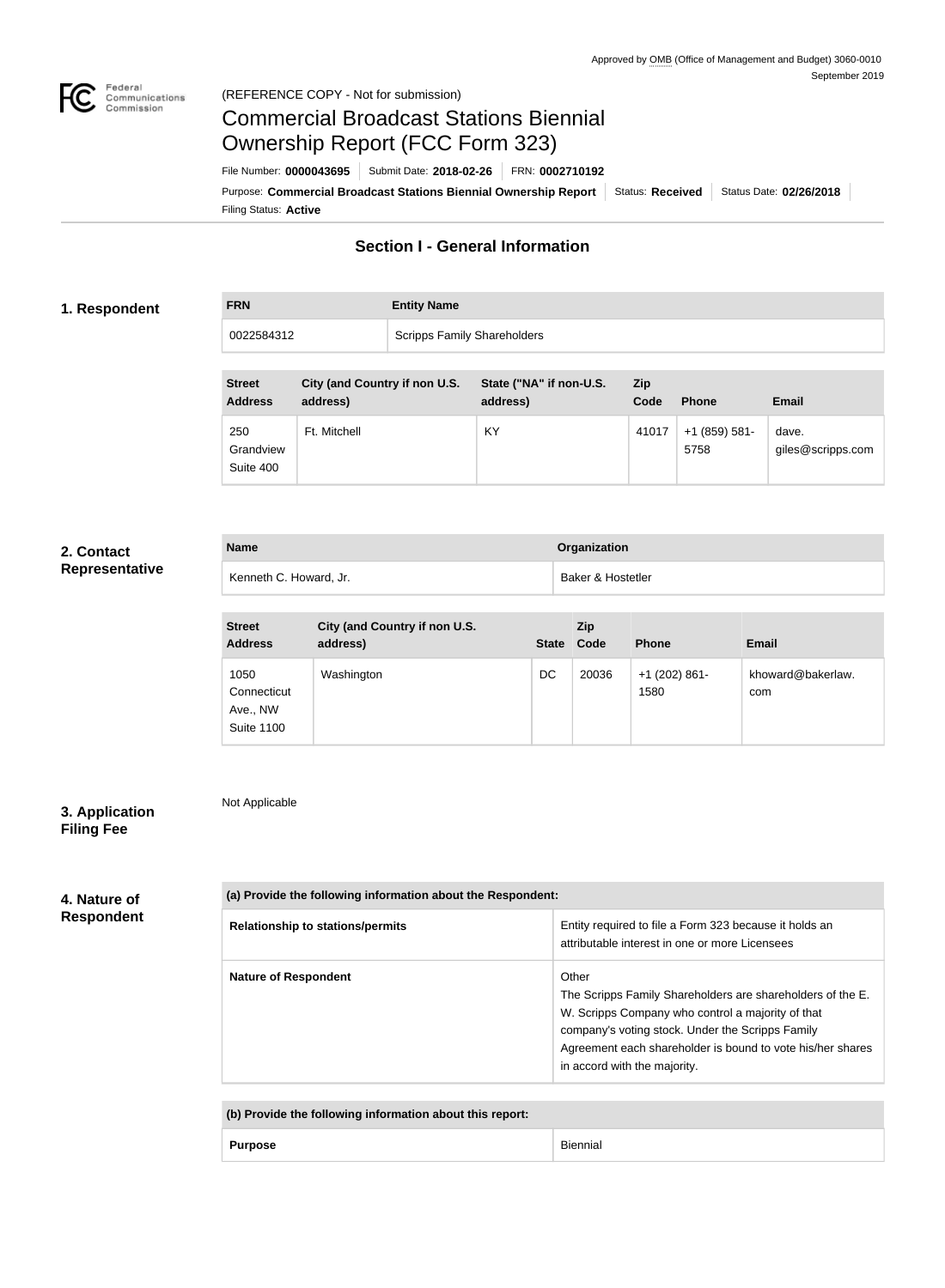Approved by OMB (Office of Management and Budget) 3060-0010
September 2019

(REFERENCE COPY - Not for submission)

# Commercial Broadcast Stations Biennial Ownership Report (FCC Form 323)

File Number: **0000043695** | Submit Date: **2018-02-26** | FRN: **0002710192**

Purpose: **Commercial Broadcast Stations Biennial Ownership Report** | Status: **Received** | Status Date: **02/26/2018**

Filing Status: **Active**

## Section I - General Information

### 1. Respondent

| FRN | Entity Name |
| --- | --- |
| 0022584312 | Scripps Family Shareholders |

| Street Address | City (and Country if non U.S. address) | State ("NA" if non-U.S. address) | Zip Code | Phone | Email |
| --- | --- | --- | --- | --- | --- |
| 250 Grandview Suite 400 | Ft. Mitchell | KY | 41017 | +1 (859) 581-5758 | dave.giles@scripps.com |

### 2. Contact Representative

| Name | Organization |
| --- | --- |
| Kenneth C. Howard, Jr. | Baker & Hostetler |

| Street Address | City (and Country if non U.S. address) | State | Zip Code | Phone | Email |
| --- | --- | --- | --- | --- | --- |
| 1050 Connecticut Ave., NW Suite 1100 | Washington | DC | 20036 | +1 (202) 861-1580 | khoward@bakerlaw.com |

### 3. Application Filing Fee

Not Applicable

### 4. Nature of Respondent

| (a) Provide the following information about the Respondent: | |
| --- | --- |
| **Relationship to stations/permits** | Entity required to file a Form 323 because it holds an attributable interest in one or more Licensees |
| **Nature of Respondent** | Other<br>The Scripps Family Shareholders are shareholders of the E. W. Scripps Company who control a majority of that company's voting stock. Under the Scripps Family Agreement each shareholder is bound to vote his/her shares in accord with the majority. |

| (b) Provide the following information about this report: | |
| --- | --- |
| **Purpose** | Biennial |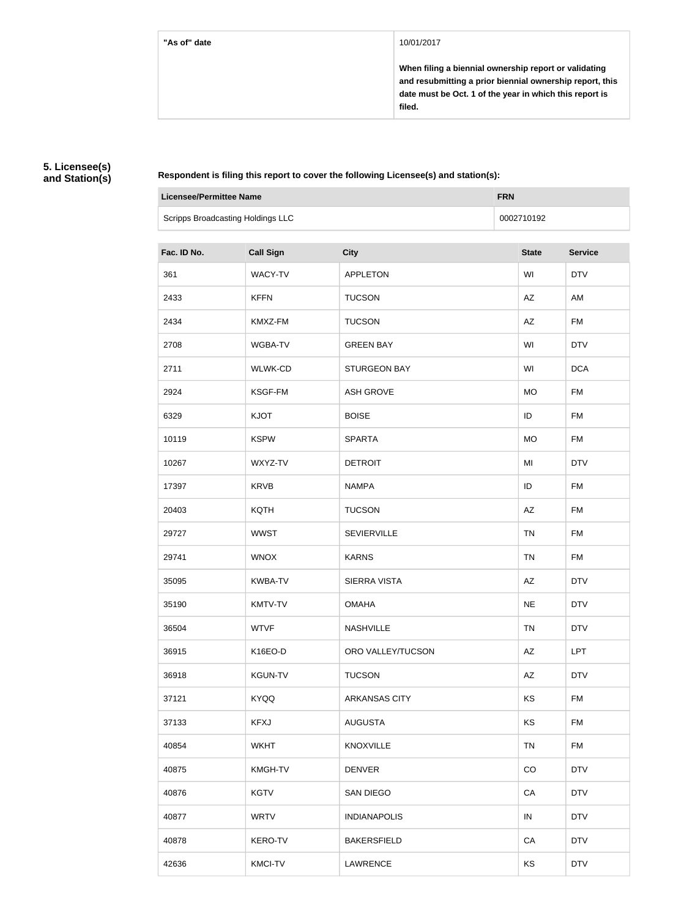| "As of" date | 10/01/2017<br><br>**When filing a biennial ownership report or validating and resubmitting a prior biennial ownership report, this date must be Oct. 1 of the year in which this report is filed.** |
| --- | --- |

## 5. Licensee(s) and Station(s)

**Respondent is filing this report to cover the following Licensee(s) and station(s):**

| Licensee/Permittee Name | FRN |
| --- | --- |
| Scripps Broadcasting Holdings LLC | 0002710192 |

| Fac. ID No. | Call Sign | City | State | Service |
| --- | --- | --- | --- | --- |
| 361 | WACY-TV | APPLETON | WI | DTV |
| 2433 | KFFN | TUCSON | AZ | AM |
| 2434 | KMXZ-FM | TUCSON | AZ | FM |
| 2708 | WGBA-TV | GREEN BAY | WI | DTV |
| 2711 | WLWK-CD | STURGEON BAY | WI | DCA |
| 2924 | KSGF-FM | ASH GROVE | MO | FM |
| 6329 | KJOT | BOISE | ID | FM |
| 10119 | KSPW | SPARTA | MO | FM |
| 10267 | WXYZ-TV | DETROIT | MI | DTV |
| 17397 | KRVB | NAMPA | ID | FM |
| 20403 | KQTH | TUCSON | AZ | FM |
| 29727 | WWST | SEVIERVILLE | TN | FM |
| 29741 | WNOX | KARNS | TN | FM |
| 35095 | KWBA-TV | SIERRA VISTA | AZ | DTV |
| 35190 | KMTV-TV | OMAHA | NE | DTV |
| 36504 | WTVF | NASHVILLE | TN | DTV |
| 36915 | K16EO-D | ORO VALLEY/TUCSON | AZ | LPT |
| 36918 | KGUN-TV | TUCSON | AZ | DTV |
| 37121 | KYQQ | ARKANSAS CITY | KS | FM |
| 37133 | KFXJ | AUGUSTA | KS | FM |
| 40854 | WKHT | KNOXVILLE | TN | FM |
| 40875 | KMGH-TV | DENVER | CO | DTV |
| 40876 | KGTV | SAN DIEGO | CA | DTV |
| 40877 | WRTV | INDIANAPOLIS | IN | DTV |
| 40878 | KERO-TV | BAKERSFIELD | CA | DTV |
| 42636 | KMCI-TV | LAWRENCE | KS | DTV |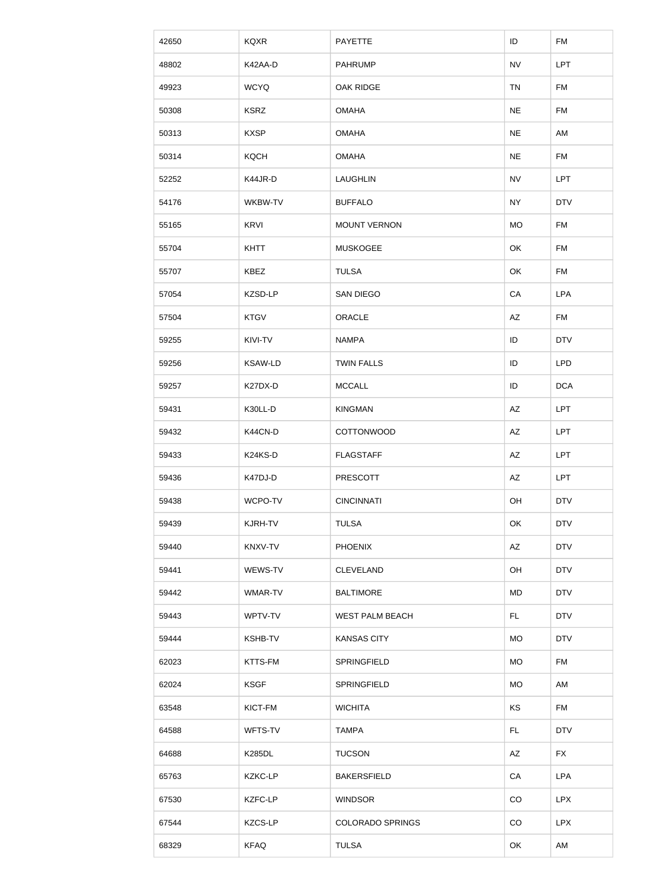| 42650 | KQXR | PAYETTE | ID | FM |
|---|---|---|---|---|
| 48802 | K42AA-D | PAHRUMP | NV | LPT |
| 49923 | WCYQ | OAK RIDGE | TN | FM |
| 50308 | KSRZ | OMAHA | NE | FM |
| 50313 | KXSP | OMAHA | NE | AM |
| 50314 | KQCH | OMAHA | NE | FM |
| 52252 | K44JR-D | LAUGHLIN | NV | LPT |
| 54176 | WKBW-TV | BUFFALO | NY | DTV |
| 55165 | KRVI | MOUNT VERNON | MO | FM |
| 55704 | KHTT | MUSKOGEE | OK | FM |
| 55707 | KBEZ | TULSA | OK | FM |
| 57054 | KZSD-LP | SAN DIEGO | CA | LPA |
| 57504 | KTGV | ORACLE | AZ | FM |
| 59255 | KIVI-TV | NAMPA | ID | DTV |
| 59256 | KSAW-LD | TWIN FALLS | ID | LPD |
| 59257 | K27DX-D | MCCALL | ID | DCA |
| 59431 | K30LL-D | KINGMAN | AZ | LPT |
| 59432 | K44CN-D | COTTONWOOD | AZ | LPT |
| 59433 | K24KS-D | FLAGSTAFF | AZ | LPT |
| 59436 | K47DJ-D | PRESCOTT | AZ | LPT |
| 59438 | WCPO-TV | CINCINNATI | OH | DTV |
| 59439 | KJRH-TV | TULSA | OK | DTV |
| 59440 | KNXV-TV | PHOENIX | AZ | DTV |
| 59441 | WEWS-TV | CLEVELAND | OH | DTV |
| 59442 | WMAR-TV | BALTIMORE | MD | DTV |
| 59443 | WPTV-TV | WEST PALM BEACH | FL | DTV |
| 59444 | KSHB-TV | KANSAS CITY | MO | DTV |
| 62023 | KTTS-FM | SPRINGFIELD | MO | FM |
| 62024 | KSGF | SPRINGFIELD | MO | AM |
| 63548 | KICT-FM | WICHITA | KS | FM |
| 64588 | WFTS-TV | TAMPA | FL | DTV |
| 64688 | K285DL | TUCSON | AZ | FX |
| 65763 | KZKC-LP | BAKERSFIELD | CA | LPA |
| 67530 | KZFC-LP | WINDSOR | CO | LPX |
| 67544 | KZCS-LP | COLORADO SPRINGS | CO | LPX |
| 68329 | KFAQ | TULSA | OK | AM |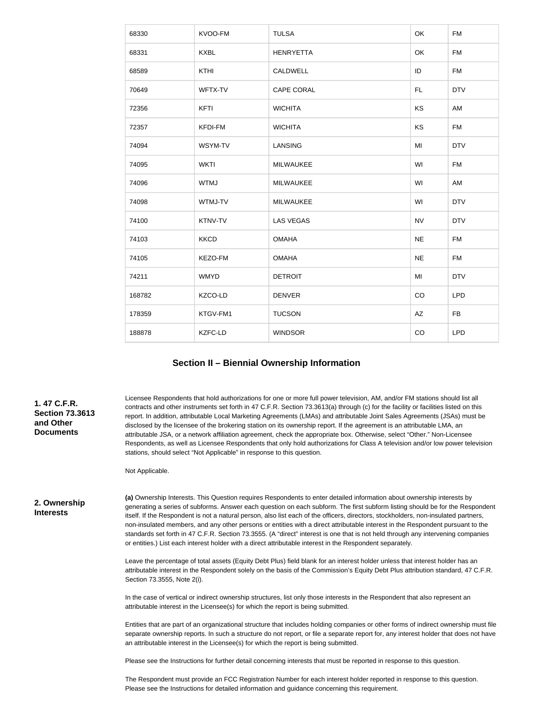| 68330 | KVOO-FM | TULSA | OK | FM |
|---|---|---|---|---|
| 68331 | KXBL | HENRYETTA | OK | FM |
| 68589 | KTHI | CALDWELL | ID | FM |
| 70649 | WFTX-TV | CAPE CORAL | FL | DTV |
| 72356 | KFTI | WICHITA | KS | AM |
| 72357 | KFDI-FM | WICHITA | KS | FM |
| 74094 | WSYM-TV | LANSING | MI | DTV |
| 74095 | WKTI | MILWAUKEE | WI | FM |
| 74096 | WTMJ | MILWAUKEE | WI | AM |
| 74098 | WTMJ-TV | MILWAUKEE | WI | DTV |
| 74100 | KTNV-TV | LAS VEGAS | NV | DTV |
| 74103 | KKCD | OMAHA | NE | FM |
| 74105 | KEZO-FM | OMAHA | NE | FM |
| 74211 | WMYD | DETROIT | MI | DTV |
| 168782 | KZCO-LD | DENVER | CO | LPD |
| 178359 | KTGV-FM1 | TUCSON | AZ | FB |
| 188878 | KZFC-LD | WINDSOR | CO | LPD |

## Section II – Biennial Ownership Information

**1. 47 C.F.R. Section 73.3613 and Other Documents**

Licensee Respondents that hold authorizations for one or more full power television, AM, and/or FM stations should list all contracts and other instruments set forth in 47 C.F.R. Section 73.3613(a) through (c) for the facility or facilities listed on this report. In addition, attributable Local Marketing Agreements (LMAs) and attributable Joint Sales Agreements (JSAs) must be disclosed by the licensee of the brokering station on its ownership report. If the agreement is an attributable LMA, an attributable JSA, or a network affiliation agreement, check the appropriate box. Otherwise, select "Other." Non-Licensee Respondents, as well as Licensee Respondents that only hold authorizations for Class A television and/or low power television stations, should select "Not Applicable" in response to this question.

Not Applicable.

**2. Ownership Interests**

**(a)** Ownership Interests. This Question requires Respondents to enter detailed information about ownership interests by generating a series of subforms. Answer each question on each subform. The first subform listing should be for the Respondent itself. If the Respondent is not a natural person, also list each of the officers, directors, stockholders, non-insulated partners, non-insulated members, and any other persons or entities with a direct attributable interest in the Respondent pursuant to the standards set forth in 47 C.F.R. Section 73.3555. (A "direct" interest is one that is not held through any intervening companies or entities.) List each interest holder with a direct attributable interest in the Respondent separately.

Leave the percentage of total assets (Equity Debt Plus) field blank for an interest holder unless that interest holder has an attributable interest in the Respondent solely on the basis of the Commission's Equity Debt Plus attribution standard, 47 C.F.R. Section 73.3555, Note 2(i).

In the case of vertical or indirect ownership structures, list only those interests in the Respondent that also represent an attributable interest in the Licensee(s) for which the report is being submitted.

Entities that are part of an organizational structure that includes holding companies or other forms of indirect ownership must file separate ownership reports. In such a structure do not report, or file a separate report for, any interest holder that does not have an attributable interest in the Licensee(s) for which the report is being submitted.

Please see the Instructions for further detail concerning interests that must be reported in response to this question.

The Respondent must provide an FCC Registration Number for each interest holder reported in response to this question. Please see the Instructions for detailed information and guidance concerning this requirement.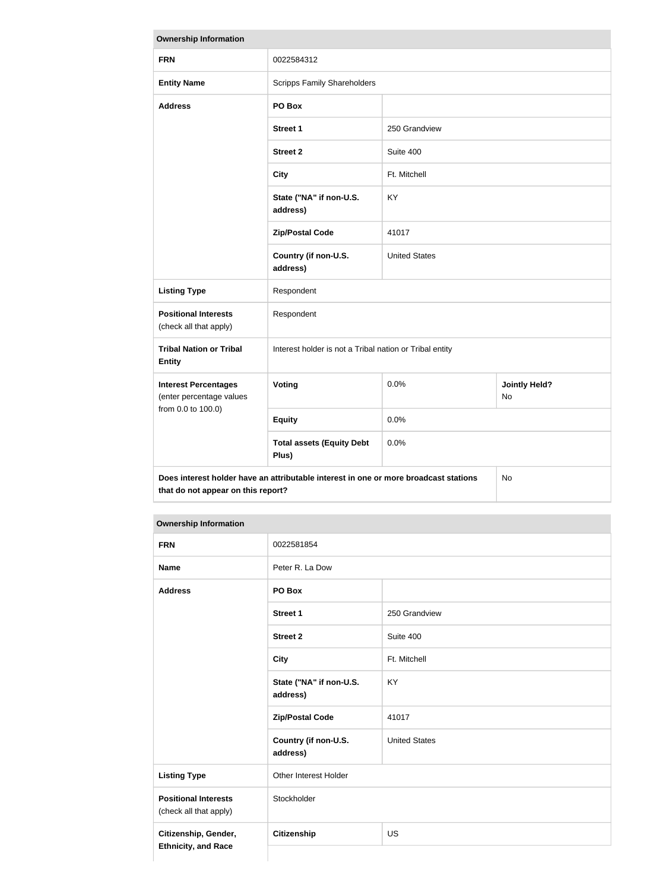| Ownership Information | | | |
|---|---|---|---|
| **FRN** | 0022584312 | | |
| **Entity Name** | Scripps Family Shareholders | | |
| **Address** | **PO Box** | | |
| | **Street 1** | 250 Grandview | |
| | **Street 2** | Suite 400 | |
| | **City** | Ft. Mitchell | |
| | **State ("NA" if non-U.S. address)** | KY | |
| | **Zip/Postal Code** | 41017 | |
| | **Country (if non-U.S. address)** | United States | |
| **Listing Type** | Respondent | | |
| **Positional Interests** (check all that apply) | Respondent | | |
| **Tribal Nation or Tribal Entity** | Interest holder is not a Tribal nation or Tribal entity | | |
| **Interest Percentages** (enter percentage values from 0.0 to 100.0) | **Voting** | 0.0% | **Jointly Held?** No |
| | **Equity** | 0.0% | |
| | **Total assets (Equity Debt Plus)** | 0.0% | |
| **Does interest holder have an attributable interest in one or more broadcast stations that do not appear on this report?** | | | No |

| Ownership Information | | |
|---|---|---|
| **FRN** | 0022581854 | |
| **Name** | Peter R. La Dow | |
| **Address** | **PO Box** | |
| | **Street 1** | 250 Grandview |
| | **Street 2** | Suite 400 |
| | **City** | Ft. Mitchell |
| | **State ("NA" if non-U.S. address)** | KY |
| | **Zip/Postal Code** | 41017 |
| | **Country (if non-U.S. address)** | United States |
| **Listing Type** | Other Interest Holder | |
| **Positional Interests** (check all that apply) | Stockholder | |
| **Citizenship, Gender, Ethnicity, and Race** | **Citizenship** | US |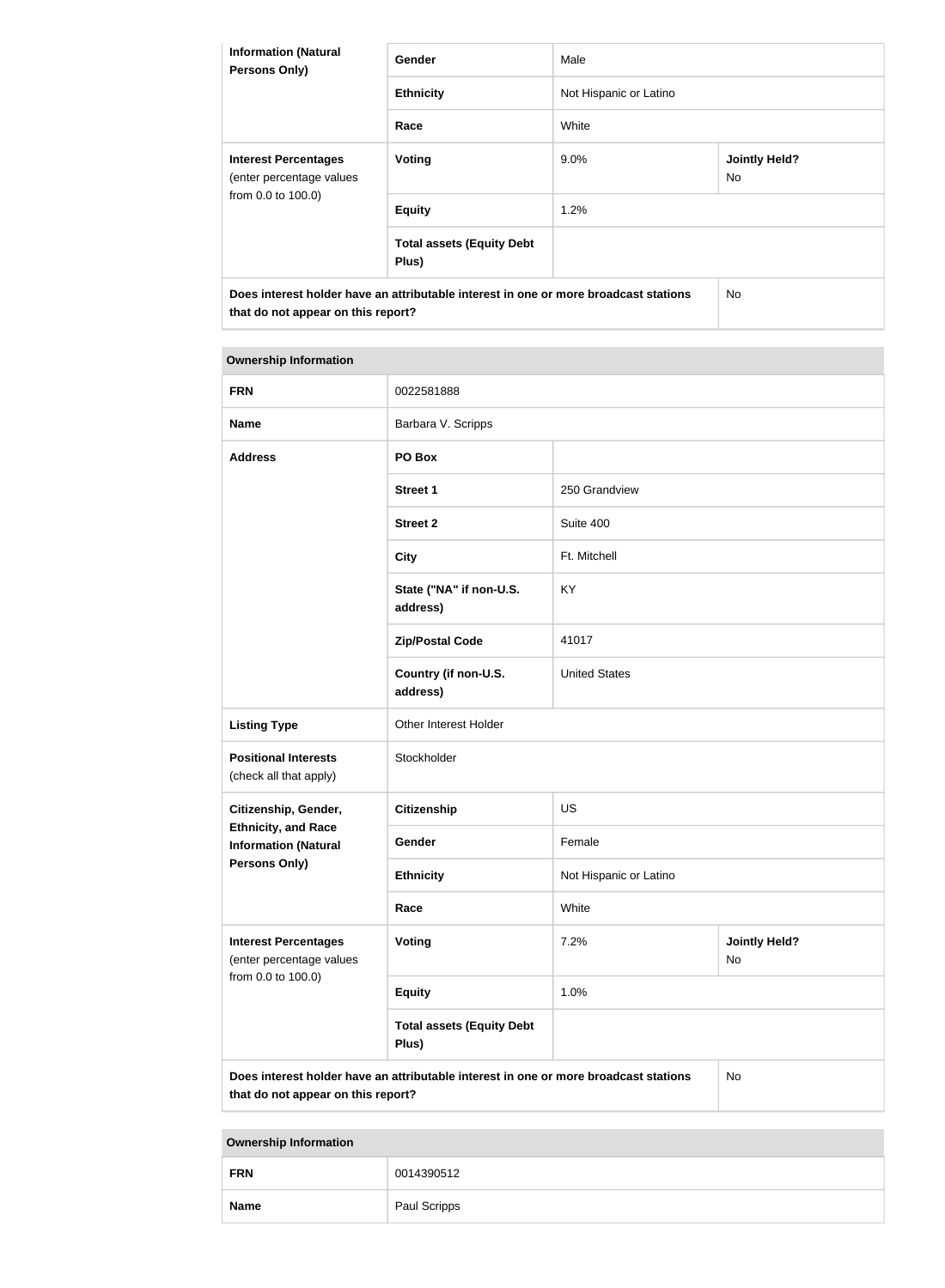| Information (Natural Persons Only) | Gender | Male | |
|---|---|---|---|
| | Ethnicity | Not Hispanic or Latino | |
| | Race | White | |
| Interest Percentages (enter percentage values from 0.0 to 100.0) | Voting | 9.0% | Jointly Held? No |
| | Equity | 1.2% | |
| | Total assets (Equity Debt Plus) | | |
| Does interest holder have an attributable interest in one or more broadcast stations that do not appear on this report? | | | No |

| Ownership Information | | | |
|---|---|---|---|
| FRN | 0022581888 | | |
| Name | Barbara V. Scripps | | |
| Address | PO Box | | |
| | Street 1 | 250 Grandview | |
| | Street 2 | Suite 400 | |
| | City | Ft. Mitchell | |
| | State ("NA" if non-U.S. address) | KY | |
| | Zip/Postal Code | 41017 | |
| | Country (if non-U.S. address) | United States | |
| Listing Type | Other Interest Holder | | |
| Positional Interests (check all that apply) | Stockholder | | |
| Citizenship, Gender, Ethnicity, and Race Information (Natural Persons Only) | Citizenship | US | |
| | Gender | Female | |
| | Ethnicity | Not Hispanic or Latino | |
| | Race | White | |
| Interest Percentages (enter percentage values from 0.0 to 100.0) | Voting | 7.2% | Jointly Held? No |
| | Equity | 1.0% | |
| | Total assets (Equity Debt Plus) | | |
| Does interest holder have an attributable interest in one or more broadcast stations that do not appear on this report? | | | No |

| Ownership Information | |
|---|---|
| FRN | 0014390512 |
| Name | Paul Scripps |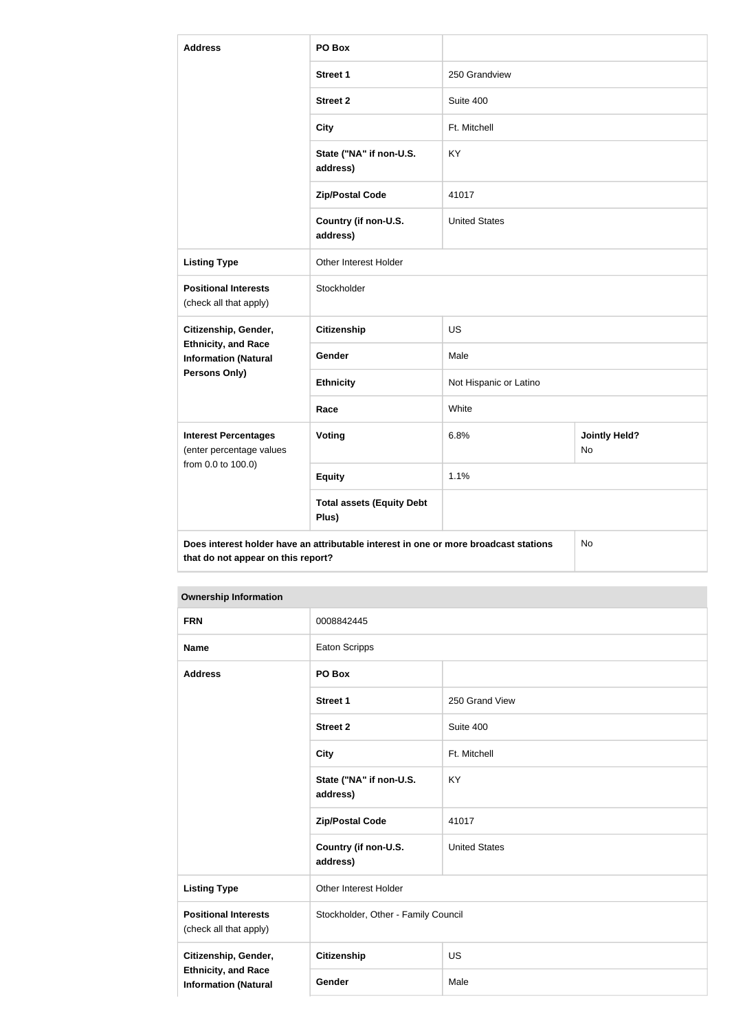| Address | PO Box | | |
|---|---|---|---|
| | Street 1 | 250 Grandview | |
| | Street 2 | Suite 400 | |
| | City | Ft. Mitchell | |
| | State ("NA" if non-U.S. address) | KY | |
| | Zip/Postal Code | 41017 | |
| | Country (if non-U.S. address) | United States | |
| Listing Type | Other Interest Holder | | |
| Positional Interests (check all that apply) | Stockholder | | |
| Citizenship, Gender, Ethnicity, and Race Information (Natural Persons Only) | Citizenship | US | |
| | Gender | Male | |
| | Ethnicity | Not Hispanic or Latino | |
| | Race | White | |
| Interest Percentages (enter percentage values from 0.0 to 100.0) | Voting | 6.8% | Jointly Held? No |
| | Equity | 1.1% | |
| | Total assets (Equity Debt Plus) | | |
| Does interest holder have an attributable interest in one or more broadcast stations that do not appear on this report? | | | No |

| Ownership Information | | |
|---|---|---|
| FRN | 0008842445 | |
| Name | Eaton Scripps | |
| Address | PO Box | |
| | Street 1 | 250 Grand View |
| | Street 2 | Suite 400 |
| | City | Ft. Mitchell |
| | State ("NA" if non-U.S. address) | KY |
| | Zip/Postal Code | 41017 |
| | Country (if non-U.S. address) | United States |
| Listing Type | Other Interest Holder | |
| Positional Interests (check all that apply) | Stockholder, Other - Family Council | |
| Citizenship, Gender, Ethnicity, and Race Information (Natural | Citizenship | US |
| | Gender | Male |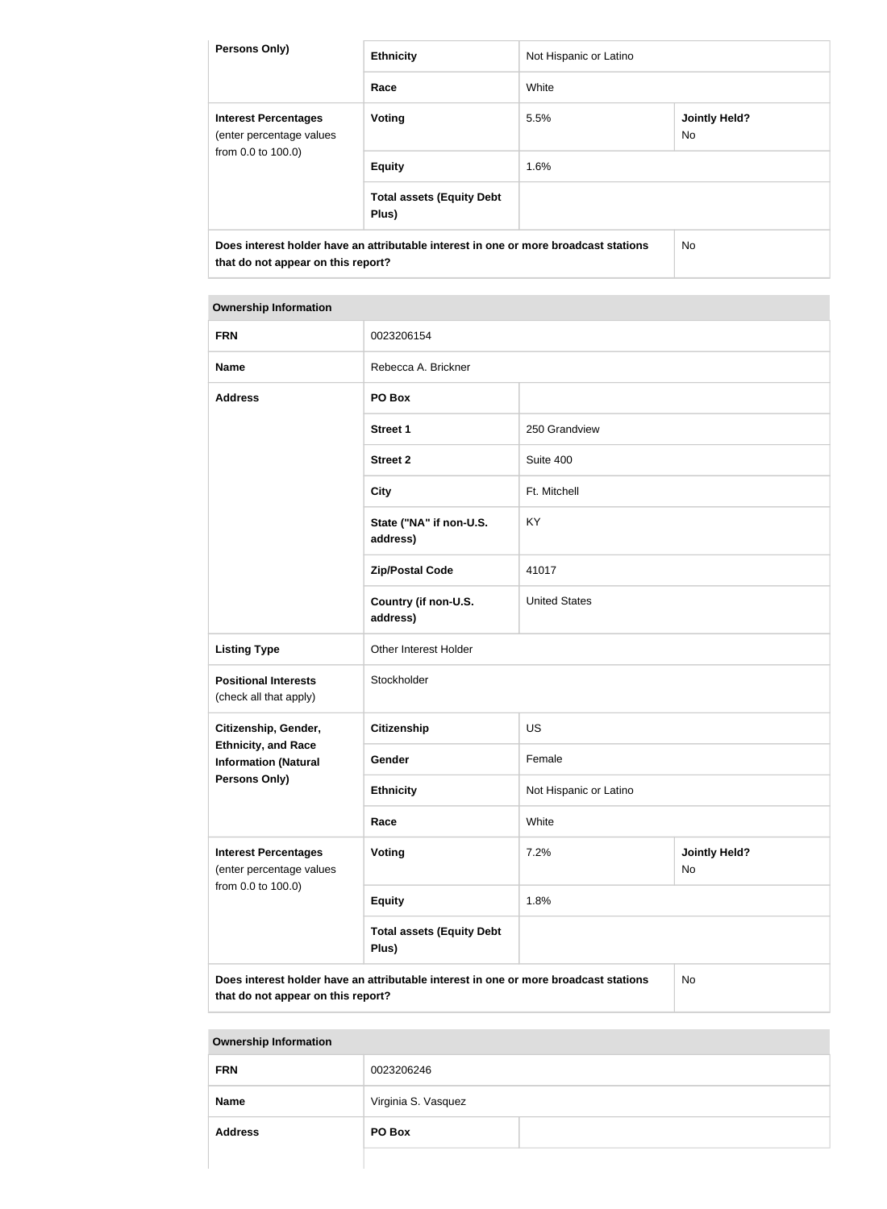| Persons Only) | Ethnicity | Not Hispanic or Latino | |
|---|---|---|---|
| | Race | White | |
| **Interest Percentages** (enter percentage values from 0.0 to 100.0) | **Voting** | 5.5% | **Jointly Held?** No |
| | **Equity** | 1.6% | |
| | **Total assets (Equity Debt Plus)** | | |
| **Does interest holder have an attributable interest in one or more broadcast stations that do not appear on this report?** | | | No |

| **Ownership Information** | | | |
|---|---|---|---|
| **FRN** | 0023206154 | | |
| **Name** | Rebecca A. Brickner | | |
| **Address** | **PO Box** | | |
| | **Street 1** | 250 Grandview | |
| | **Street 2** | Suite 400 | |
| | **City** | Ft. Mitchell | |
| | **State ("NA" if non-U.S. address)** | KY | |
| | **Zip/Postal Code** | 41017 | |
| | **Country (if non-U.S. address)** | United States | |
| **Listing Type** | Other Interest Holder | | |
| **Positional Interests** (check all that apply) | Stockholder | | |
| **Citizenship, Gender, Ethnicity, and Race Information (Natural Persons Only)** | **Citizenship** | US | |
| | **Gender** | Female | |
| | **Ethnicity** | Not Hispanic or Latino | |
| | **Race** | White | |
| **Interest Percentages** (enter percentage values from 0.0 to 100.0) | **Voting** | 7.2% | **Jointly Held?** No |
| | **Equity** | 1.8% | |
| | **Total assets (Equity Debt Plus)** | | |
| **Does interest holder have an attributable interest in one or more broadcast stations that do not appear on this report?** | | | No |

| **Ownership Information** | | |
|---|---|---|
| **FRN** | 0023206246 | |
| **Name** | Virginia S. Vasquez | |
| **Address** | **PO Box** | |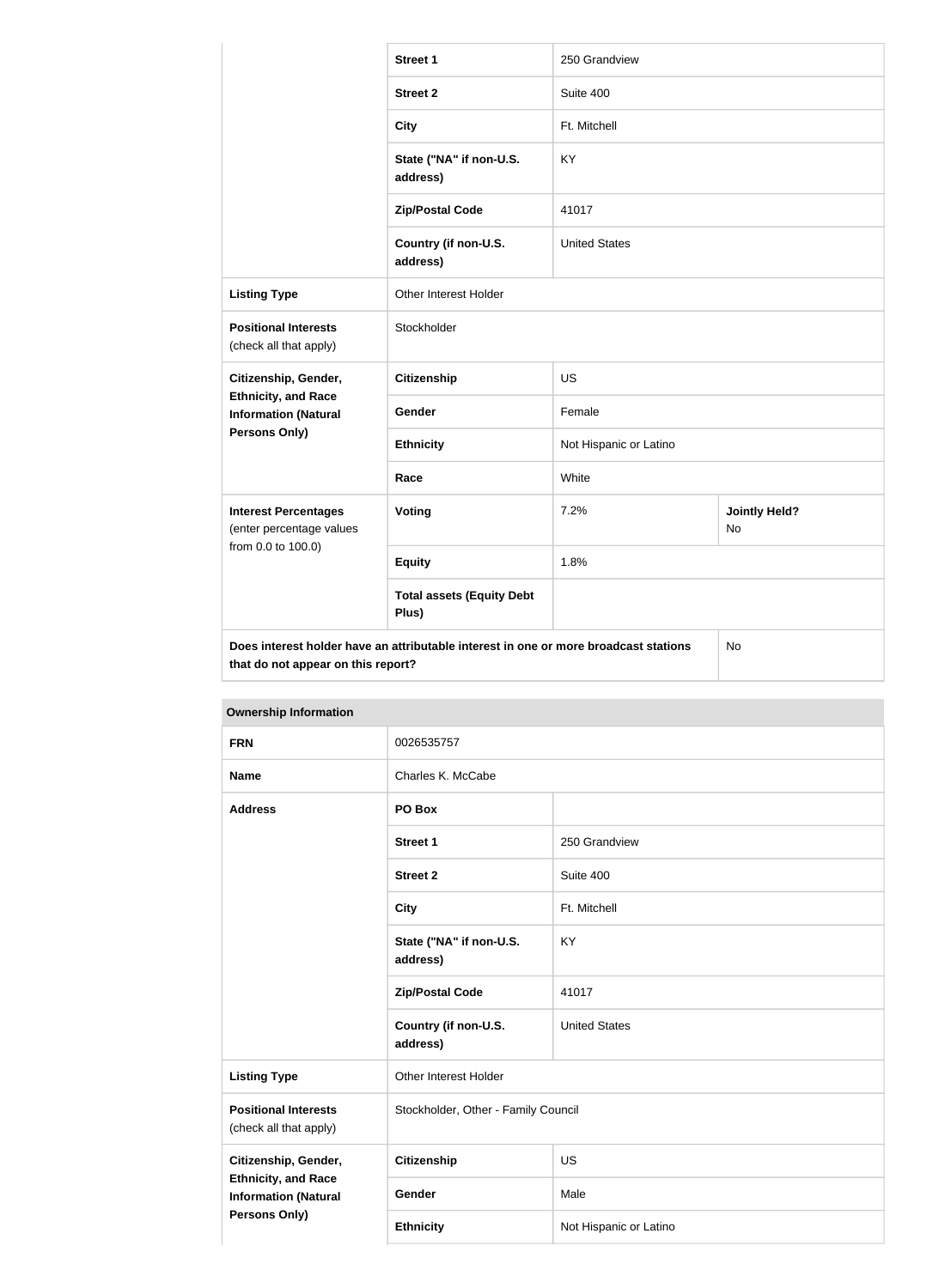| | | | |
|---|---|---|---|
| | **Street 1** | 250 Grandview | |
| | **Street 2** | Suite 400 | |
| | **City** | Ft. Mitchell | |
| | **State ("NA" if non-U.S. address)** | KY | |
| | **Zip/Postal Code** | 41017 | |
| | **Country (if non-U.S. address)** | United States | |
| **Listing Type** | Other Interest Holder | | |
| **Positional Interests** (check all that apply) | Stockholder | | |
| **Citizenship, Gender, Ethnicity, and Race Information (Natural Persons Only)** | **Citizenship** | US | |
| | **Gender** | Female | |
| | **Ethnicity** | Not Hispanic or Latino | |
| | **Race** | White | |
| **Interest Percentages** (enter percentage values from 0.0 to 100.0) | **Voting** | 7.2% | **Jointly Held?** No |
| | **Equity** | 1.8% | |
| | **Total assets (Equity Debt Plus)** | | |
| **Does interest holder have an attributable interest in one or more broadcast stations that do not appear on this report?** | | | No |

**Ownership Information**

| | | |
|---|---|---|
| **FRN** | 0026535757 | |
| **Name** | Charles K. McCabe | |
| **Address** | **PO Box** | |
| | **Street 1** | 250 Grandview |
| | **Street 2** | Suite 400 |
| | **City** | Ft. Mitchell |
| | **State ("NA" if non-U.S. address)** | KY |
| | **Zip/Postal Code** | 41017 |
| | **Country (if non-U.S. address)** | United States |
| **Listing Type** | Other Interest Holder | |
| **Positional Interests** (check all that apply) | Stockholder, Other - Family Council | |
| **Citizenship, Gender, Ethnicity, and Race Information (Natural Persons Only)** | **Citizenship** | US |
| | **Gender** | Male |
| | **Ethnicity** | Not Hispanic or Latino |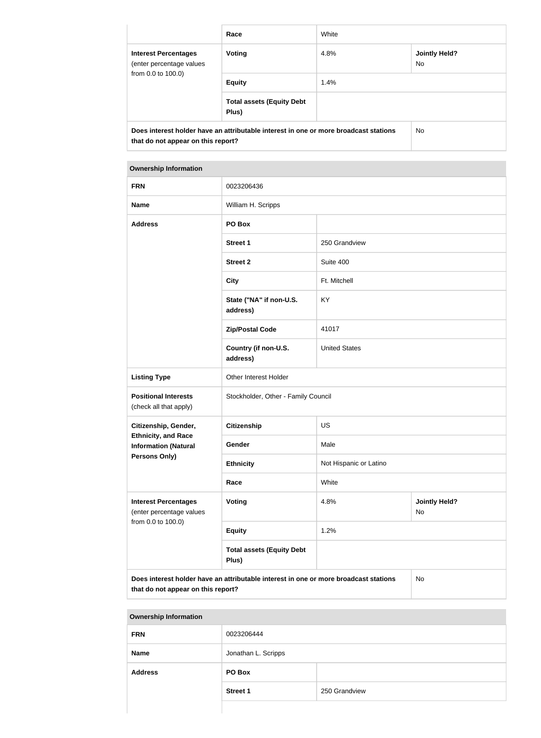| | | | |
|---|---|---|---|
| | Race | White | |
| **Interest Percentages** (enter percentage values from 0.0 to 100.0) | **Voting** | 4.8% | **Jointly Held?** No |
| | **Equity** | 1.4% | |
| | **Total assets (Equity Debt Plus)** | | |
| **Does interest holder have an attributable interest in one or more broadcast stations that do not appear on this report?** | | | No |

| **Ownership Information** | | | |
|---|---|---|---|
| **FRN** | 0023206436 | | |
| **Name** | William H. Scripps | | |
| **Address** | **PO Box** | | |
| | **Street 1** | 250 Grandview | |
| | **Street 2** | Suite 400 | |
| | **City** | Ft. Mitchell | |
| | **State ("NA" if non-U.S. address)** | KY | |
| | **Zip/Postal Code** | 41017 | |
| | **Country (if non-U.S. address)** | United States | |
| **Listing Type** | Other Interest Holder | | |
| **Positional Interests** (check all that apply) | Stockholder, Other - Family Council | | |
| **Citizenship, Gender, Ethnicity, and Race Information (Natural Persons Only)** | **Citizenship** | US | |
| | **Gender** | Male | |
| | **Ethnicity** | Not Hispanic or Latino | |
| | **Race** | White | |
| **Interest Percentages** (enter percentage values from 0.0 to 100.0) | **Voting** | 4.8% | **Jointly Held?** No |
| | **Equity** | 1.2% | |
| | **Total assets (Equity Debt Plus)** | | |
| **Does interest holder have an attributable interest in one or more broadcast stations that do not appear on this report?** | | | No |

| **Ownership Information** | | |
|---|---|---|
| **FRN** | 0023206444 | |
| **Name** | Jonathan L. Scripps | |
| **Address** | **PO Box** | |
| | **Street 1** | 250 Grandview |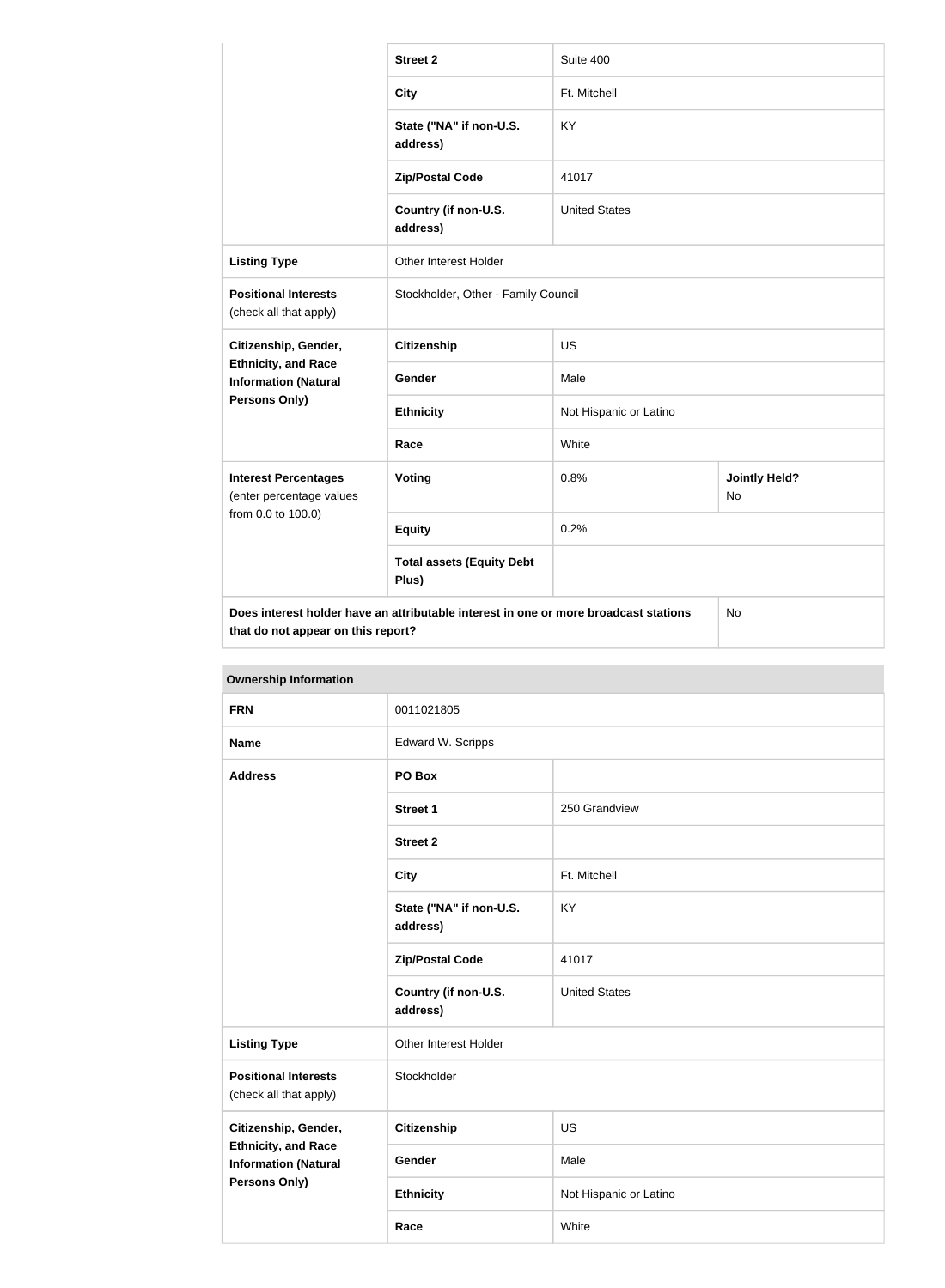| | | | |
|---|---|---|---|
| | **Street 2** | Suite 400 | |
| | **City** | Ft. Mitchell | |
| | **State ("NA" if non-U.S. address)** | KY | |
| | **Zip/Postal Code** | 41017 | |
| | **Country (if non-U.S. address)** | United States | |
| **Listing Type** | Other Interest Holder | | |
| **Positional Interests** (check all that apply) | Stockholder, Other - Family Council | | |
| **Citizenship, Gender, Ethnicity, and Race Information (Natural Persons Only)** | **Citizenship** | US | |
| | **Gender** | Male | |
| | **Ethnicity** | Not Hispanic or Latino | |
| | **Race** | White | |
| **Interest Percentages** (enter percentage values from 0.0 to 100.0) | **Voting** | 0.8% | **Jointly Held?** No |
| | **Equity** | 0.2% | |
| | **Total assets (Equity Debt Plus)** | | |
| **Does interest holder have an attributable interest in one or more broadcast stations that do not appear on this report?** | | | No |

| **Ownership Information** | | |
|---|---|---|
| **FRN** | 0011021805 | |
| **Name** | Edward W. Scripps | |
| **Address** | **PO Box** | |
| | **Street 1** | 250 Grandview |
| | **Street 2** | |
| | **City** | Ft. Mitchell |
| | **State ("NA" if non-U.S. address)** | KY |
| | **Zip/Postal Code** | 41017 |
| | **Country (if non-U.S. address)** | United States |
| **Listing Type** | Other Interest Holder | |
| **Positional Interests** (check all that apply) | Stockholder | |
| **Citizenship, Gender, Ethnicity, and Race Information (Natural Persons Only)** | **Citizenship** | US |
| | **Gender** | Male |
| | **Ethnicity** | Not Hispanic or Latino |
| | **Race** | White |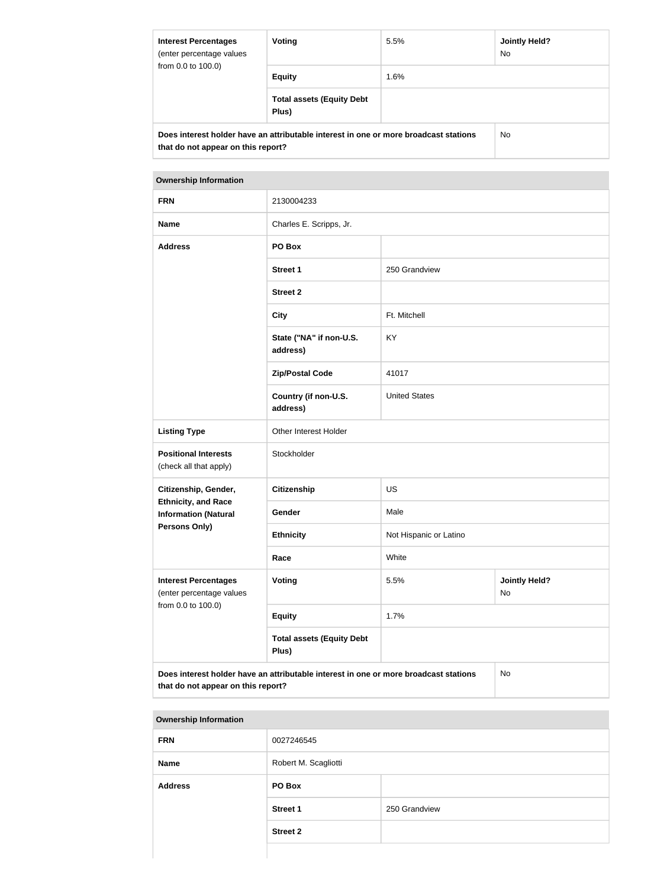| Interest Percentages (enter percentage values from 0.0 to 100.0) | Voting | 5.5% | Jointly Held? No |
| --- | --- | --- | --- |
| | Equity | 1.6% | |
| | Total assets (Equity Debt Plus) | | |
| Does interest holder have an attributable interest in one or more broadcast stations that do not appear on this report? | | | No |

| Ownership Information | | | |
| --- | --- | --- | --- |
| FRN | 2130004233 | | |
| Name | Charles E. Scripps, Jr. | | |
| Address | PO Box | | |
| | Street 1 | 250 Grandview | |
| | Street 2 | | |
| | City | Ft. Mitchell | |
| | State ("NA" if non-U.S. address) | KY | |
| | Zip/Postal Code | 41017 | |
| | Country (if non-U.S. address) | United States | |
| Listing Type | Other Interest Holder | | |
| Positional Interests (check all that apply) | Stockholder | | |
| Citizenship, Gender, Ethnicity, and Race Information (Natural Persons Only) | Citizenship | US | |
| | Gender | Male | |
| | Ethnicity | Not Hispanic or Latino | |
| | Race | White | |
| Interest Percentages (enter percentage values from 0.0 to 100.0) | Voting | 5.5% | Jointly Held? No |
| | Equity | 1.7% | |
| | Total assets (Equity Debt Plus) | | |
| Does interest holder have an attributable interest in one or more broadcast stations that do not appear on this report? | | | No |

| Ownership Information | | |
| --- | --- | --- |
| FRN | 0027246545 | |
| Name | Robert M. Scagliotti | |
| Address | PO Box | |
| | Street 1 | 250 Grandview |
| | Street 2 | |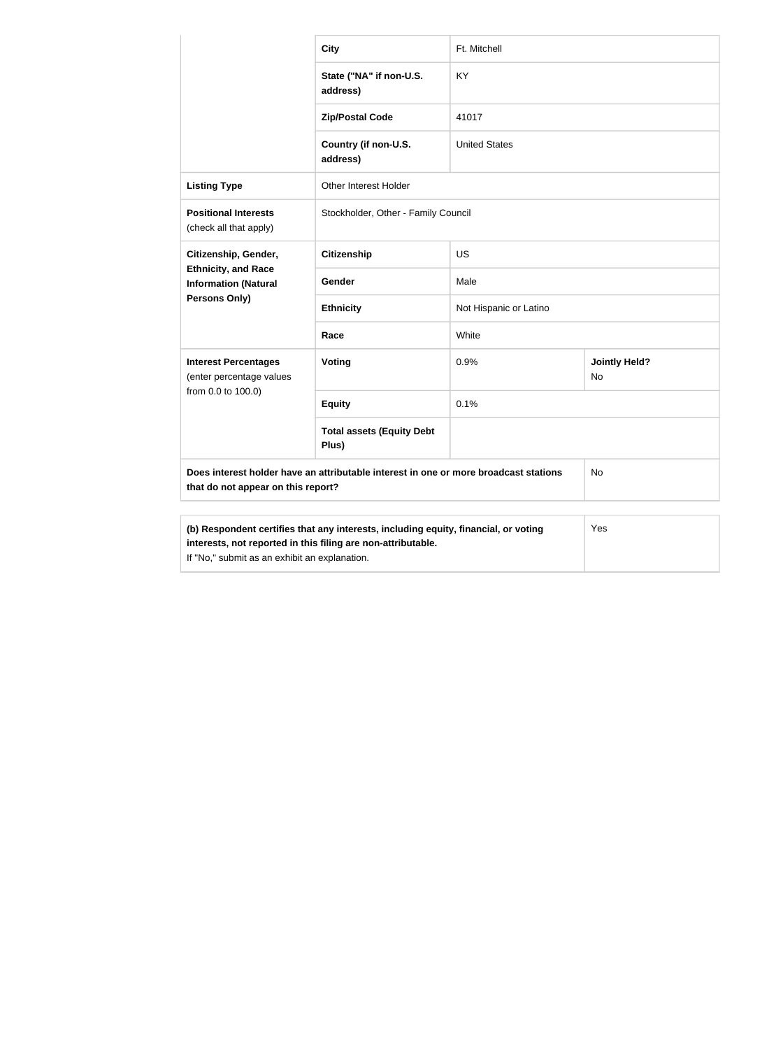| | | | |
|---|---|---|---|
| | City | Ft. Mitchell | |
| | State ("NA" if non-U.S. address) | KY | |
| | Zip/Postal Code | 41017 | |
| | Country (if non-U.S. address) | United States | |
| **Listing Type** | Other Interest Holder | | |
| **Positional Interests** (check all that apply) | Stockholder, Other - Family Council | | |
| **Citizenship, Gender, Ethnicity, and Race Information (Natural Persons Only)** | **Citizenship** | US | |
| | **Gender** | Male | |
| | **Ethnicity** | Not Hispanic or Latino | |
| | **Race** | White | |
| **Interest Percentages** (enter percentage values from 0.0 to 100.0) | **Voting** | 0.9% | **Jointly Held?** No |
| | **Equity** | 0.1% | |
| | **Total assets (Equity Debt Plus)** | | |
| **Does interest holder have an attributable interest in one or more broadcast stations that do not appear on this report?** | | | No |

| | |
|---|---|
| **(b) Respondent certifies that any interests, including equity, financial, or voting interests, not reported in this filing are non-attributable.** If "No," submit as an exhibit an explanation. | Yes |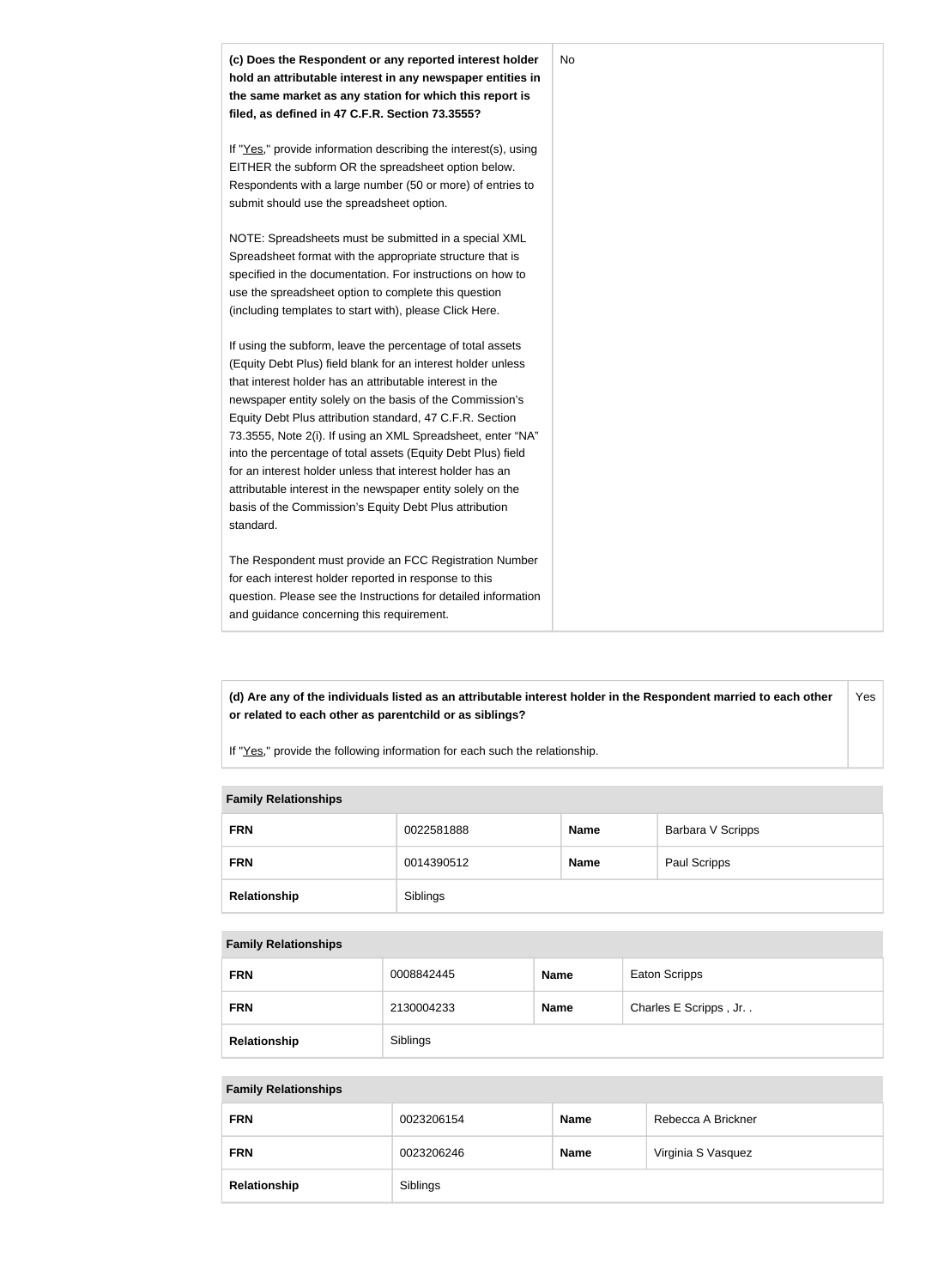| | |
|---|---|
| **(c) Does the Respondent or any reported interest holder hold an attributable interest in any newspaper entities in the same market as any station for which this report is filed, as defined in 47 C.F.R. Section 73.3555?**<br><br>If "Yes," provide information describing the interest(s), using EITHER the subform OR the spreadsheet option below. Respondents with a large number (50 or more) of entries to submit should use the spreadsheet option.<br><br>NOTE: Spreadsheets must be submitted in a special XML Spreadsheet format with the appropriate structure that is specified in the documentation. For instructions on how to use the spreadsheet option to complete this question (including templates to start with), please Click Here.<br><br>If using the subform, leave the percentage of total assets (Equity Debt Plus) field blank for an interest holder unless that interest holder has an attributable interest in the newspaper entity solely on the basis of the Commission's Equity Debt Plus attribution standard, 47 C.F.R. Section 73.3555, Note 2(i). If using an XML Spreadsheet, enter "NA" into the percentage of total assets (Equity Debt Plus) field for an interest holder unless that interest holder has an attributable interest in the newspaper entity solely on the basis of the Commission's Equity Debt Plus attribution standard.<br><br>The Respondent must provide an FCC Registration Number for each interest holder reported in response to this question. Please see the Instructions for detailed information and guidance concerning this requirement. | No |

| | |
|---|---|
| **(d) Are any of the individuals listed as an attributable interest holder in the Respondent married to each other or related to each other as parentchild or as siblings?**<br><br>If "Yes," provide the following information for each such the relationship. | Yes |

**Family Relationships**

| | | | |
|---|---|---|---|
| **FRN** | 0022581888 | **Name** | Barbara V Scripps |
| **FRN** | 0014390512 | **Name** | Paul Scripps |
| **Relationship** | Siblings | | |

**Family Relationships**

| | | | |
|---|---|---|---|
| **FRN** | 0008842445 | **Name** | Eaton Scripps |
| **FRN** | 2130004233 | **Name** | Charles E Scripps , Jr. . |
| **Relationship** | Siblings | | |

**Family Relationships**

| | | | |
|---|---|---|---|
| **FRN** | 0023206154 | **Name** | Rebecca A Brickner |
| **FRN** | 0023206246 | **Name** | Virginia S Vasquez |
| **Relationship** | Siblings | | |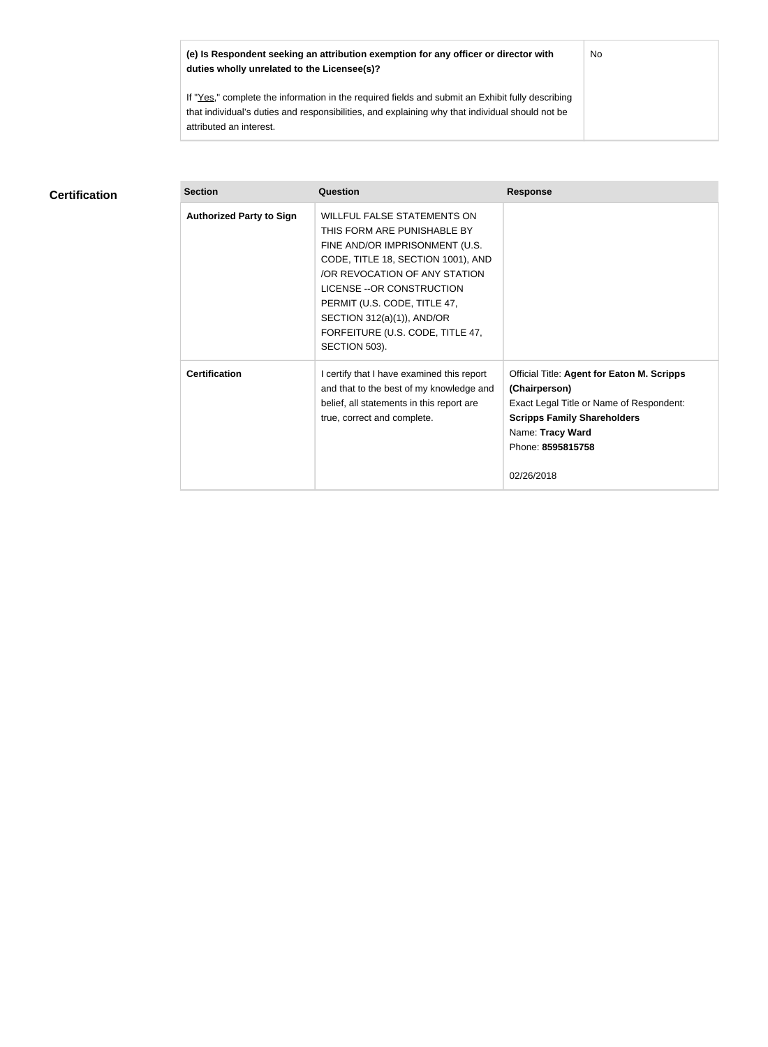| | |
|---|---|
| **(e) Is Respondent seeking an attribution exemption for any officer or director with duties wholly unrelated to the Licensee(s)?**<br><br>If "Yes," complete the information in the required fields and submit an Exhibit fully describing that individual's duties and responsibilities, and explaining why that individual should not be attributed an interest. | No |

## Certification

| Section | Question | Response |
|---|---|---|
| **Authorized Party to Sign** | WILLFUL FALSE STATEMENTS ON THIS FORM ARE PUNISHABLE BY FINE AND/OR IMPRISONMENT (U.S. CODE, TITLE 18, SECTION 1001), AND /OR REVOCATION OF ANY STATION LICENSE --OR CONSTRUCTION PERMIT (U.S. CODE, TITLE 47, SECTION 312(a)(1)), AND/OR FORFEITURE (U.S. CODE, TITLE 47, SECTION 503). | |
| **Certification** | I certify that I have examined this report and that to the best of my knowledge and belief, all statements in this report are true, correct and complete. | Official Title: **Agent for Eaton M. Scripps (Chairperson)**<br>Exact Legal Title or Name of Respondent: **Scripps Family Shareholders**<br>Name: **Tracy Ward**<br>Phone: **8595815758**<br><br>02/26/2018 |